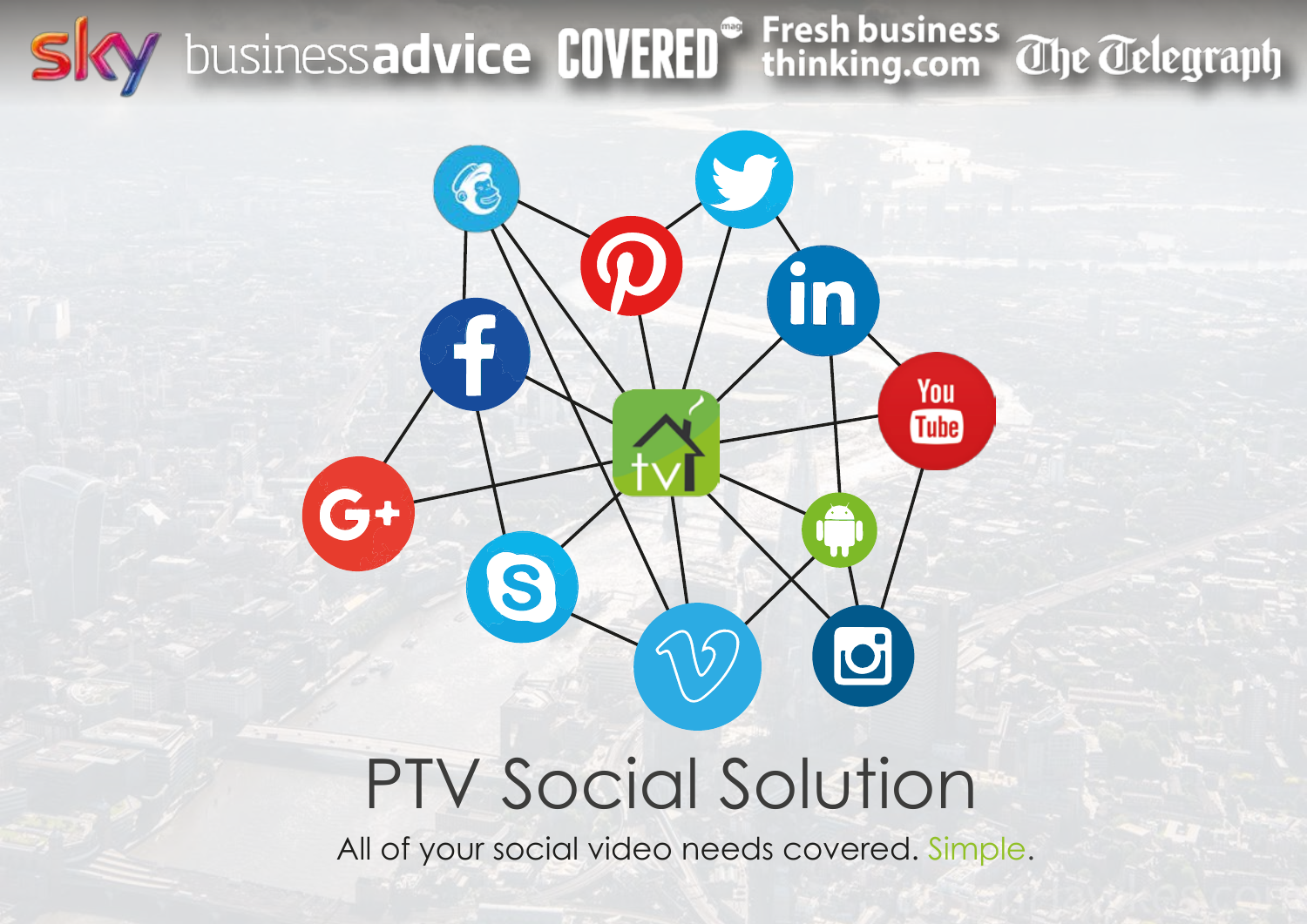sky businessadvice COVERED Fresh business thinking.com The Telegraph

# PTV Social Solution

All of your social video needs covered. Simple.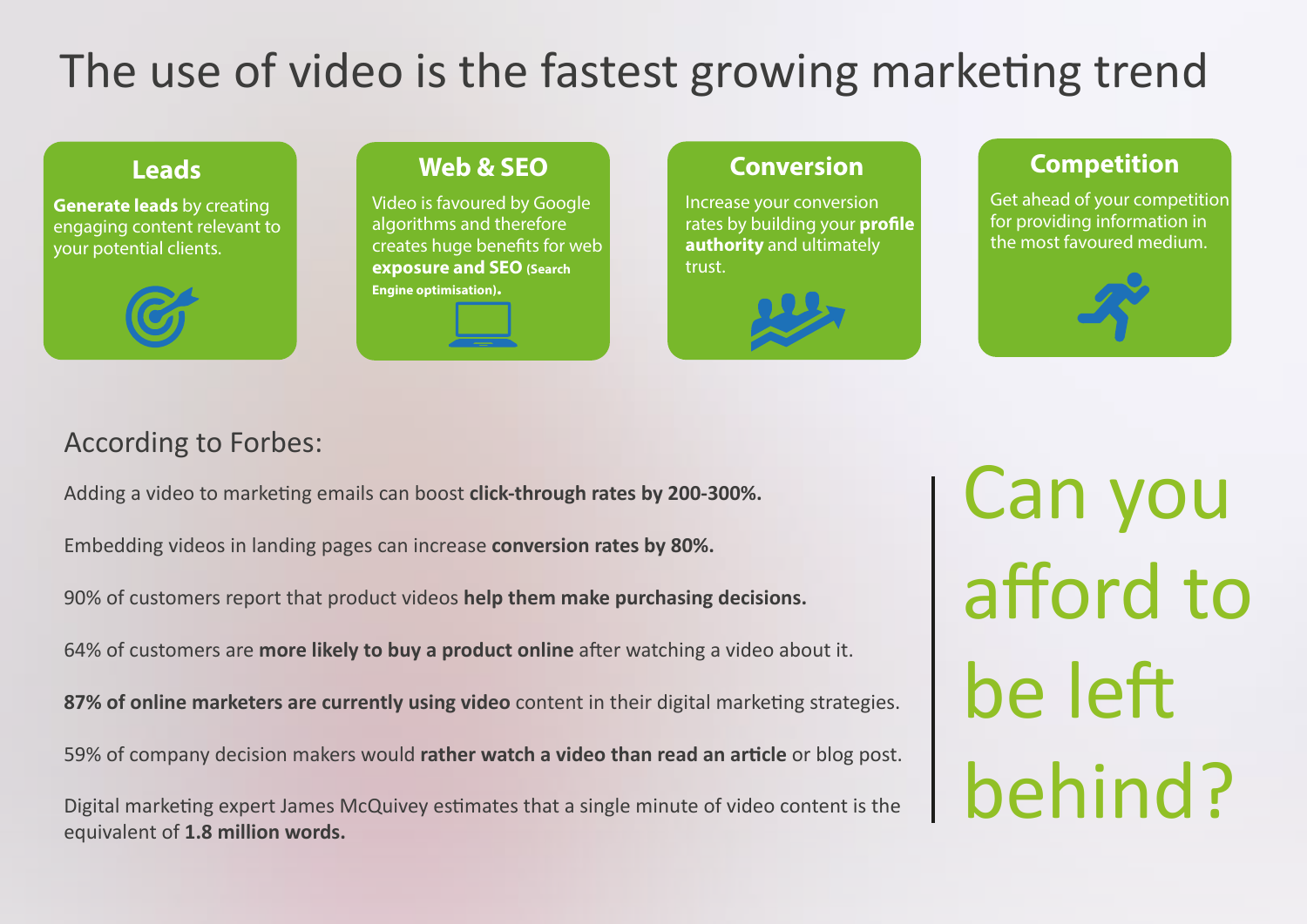# The use of video is the fastest growing marketing trend

### Leads

**Generate leads** by creating engaging content relevant to your potential clients.

### Web & SEO

Video is favoured by Google algorithms and therefore creates huge benefits for web **exposure and SEO (Search Engine optimisation).**

### Conversion

Increase your conversion rates by building your **profile authority** and ultimately trust.

### Competition

Get ahead of your competition for providing information in the most favoured medium.

## According to Forbes:

Adding a video to marketing emails can boost **click-through rates by 200-300%.**

Embedding videos in landing pages can increase **conversion rates by 80%.**

90% of customers report that product videos **help them make purchasing decisions.**

64% of customers are **more likely to buy a product online** after watching a video about it.

**87% of online marketers are currently using video** content in their digital marketing strategies.

59% of company decision makers would **rather watch a video than read an article** or blog post.

Digital marketing expert James McQuivey estimates that a single minute of video content is the equivalent of **1.8 million words.**

Can you afford to be left behind?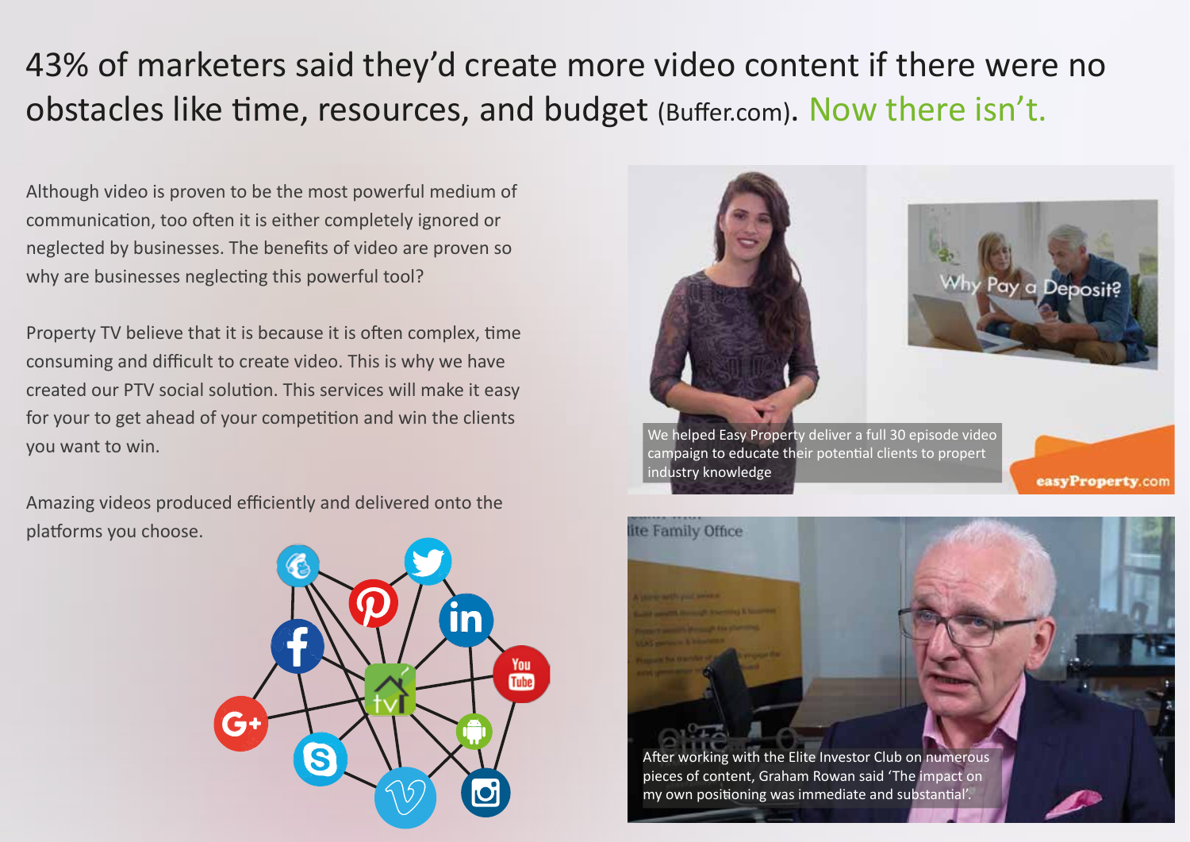# 43% of marketers said they'd create more video content if there were no obstacles like time, resources, and budget (Buffer.com). Now there isn't.

Although video is proven to be the most powerful medium of communication, too often it is either completely ignored or neglected by businesses. The benefits of video are proven so why are businesses neglecting this powerful tool?

Property TV believe that it is because it is often complex, time consuming and difficult to create video. This is why we have created our PTV social solution. This services will make it easy for your to get ahead of your competition and win the clients you want to win.

Amazing videos produced efficiently and delivered onto the platforms you choose.

We helped Easy Property deliver a full 30 episode video campaign to educate their potential clients to propert industry knowledge

After working with the Elite Investor Club on numerous pieces of content, Graham Rowan said 'The impact on my own positioning was immediate and substantial'.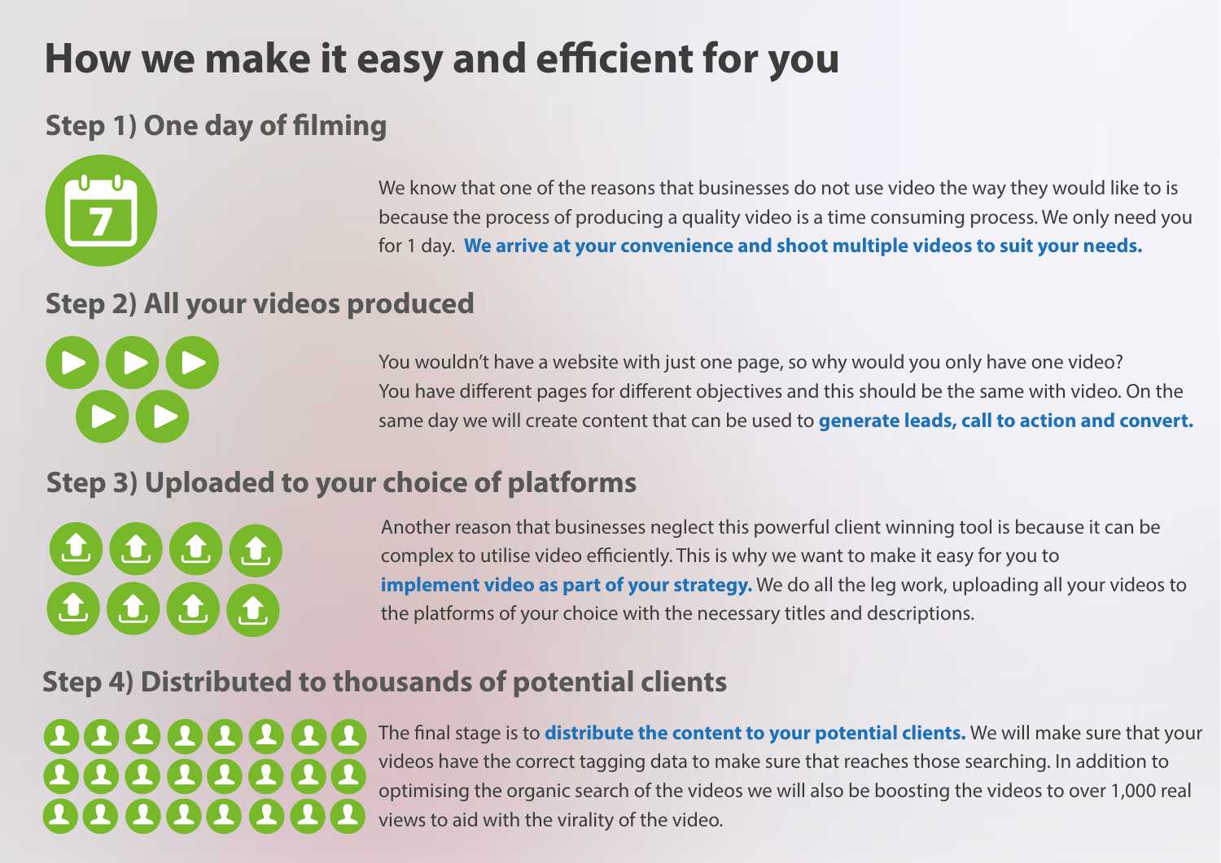# How we make it easy and efficient for you

## Step 1) One day of filming

We know that one of the reasons that businesses do not use video the way they would like to is because the process of producing a quality video is a time consuming process. We only need you for 1 day. **We arrive at your convenience and shoot multiple videos to suit your needs.**

## Step 2) All your videos produced

You wouldn't have a website with just one page, so why would you only have one video? You have different pages for different objectives and this should be the same with video. On the same day we will create content that can be used to **generate leads, call to action and convert.**

## Step 3) Uploaded to your choice of platforms

Another reason that businesses neglect this powerful client winning tool is because it can be complex to utilise video efficiently. This is why we want to make it easy for you to **implement video as part of your strategy.** We do all the leg work, uploading all your videos to the platforms of your choice with the necessary titles and descriptions.

## Step 4) Distributed to thousands of potential clients

The final stage is to **distribute the content to your potential clients.** We will make sure that your videos have the correct tagging data to make sure that reaches those searching. In addition to optimising the organic search of the videos we will also be boosting the videos to over 1,000 real views to aid with the virality of the video.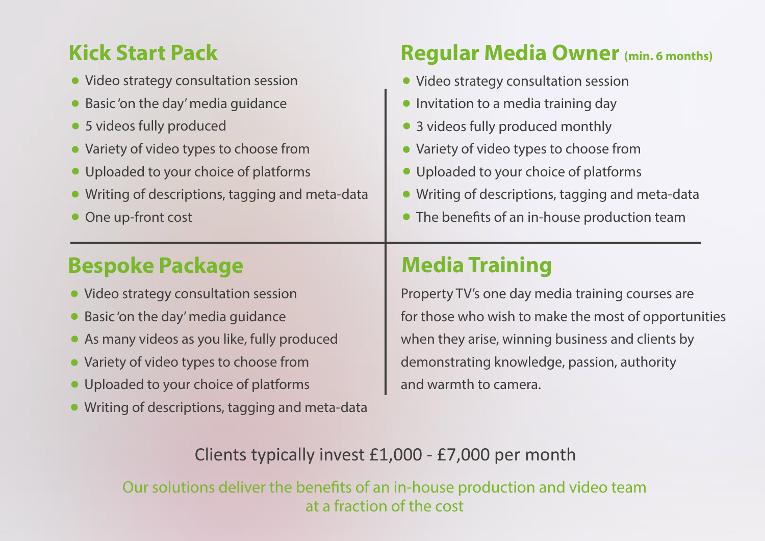## Kick Start Pack

- Video strategy consultation session
- Basic 'on the day' media guidance
- 5 videos fully produced
- Variety of video types to choose from
- Uploaded to your choice of platforms
- Writing of descriptions, tagging and meta-data
- One up-front cost

## Regular Media Owner (min. 6 months)

- Video strategy consultation session
- Invitation to a media training day
- 3 videos fully produced monthly
- Variety of video types to choose from
- Uploaded to your choice of platforms
- Writing of descriptions, tagging and meta-data
- The benefits of an in-house production team

## Bespoke Package

- Video strategy consultation session
- Basic 'on the day' media guidance
- As many videos as you like, fully produced
- Variety of video types to choose from
- Uploaded to your choice of platforms
- Writing of descriptions, tagging and meta-data

## Media Training

Property TV's one day media training courses are for those who wish to make the most of opportunities when they arise, winning business and clients by demonstrating knowledge, passion, authority and warmth to camera.

Clients typically invest £1,000 - £7,000 per month

Our solutions deliver the benefits of an in-house production and video team at a fraction of the cost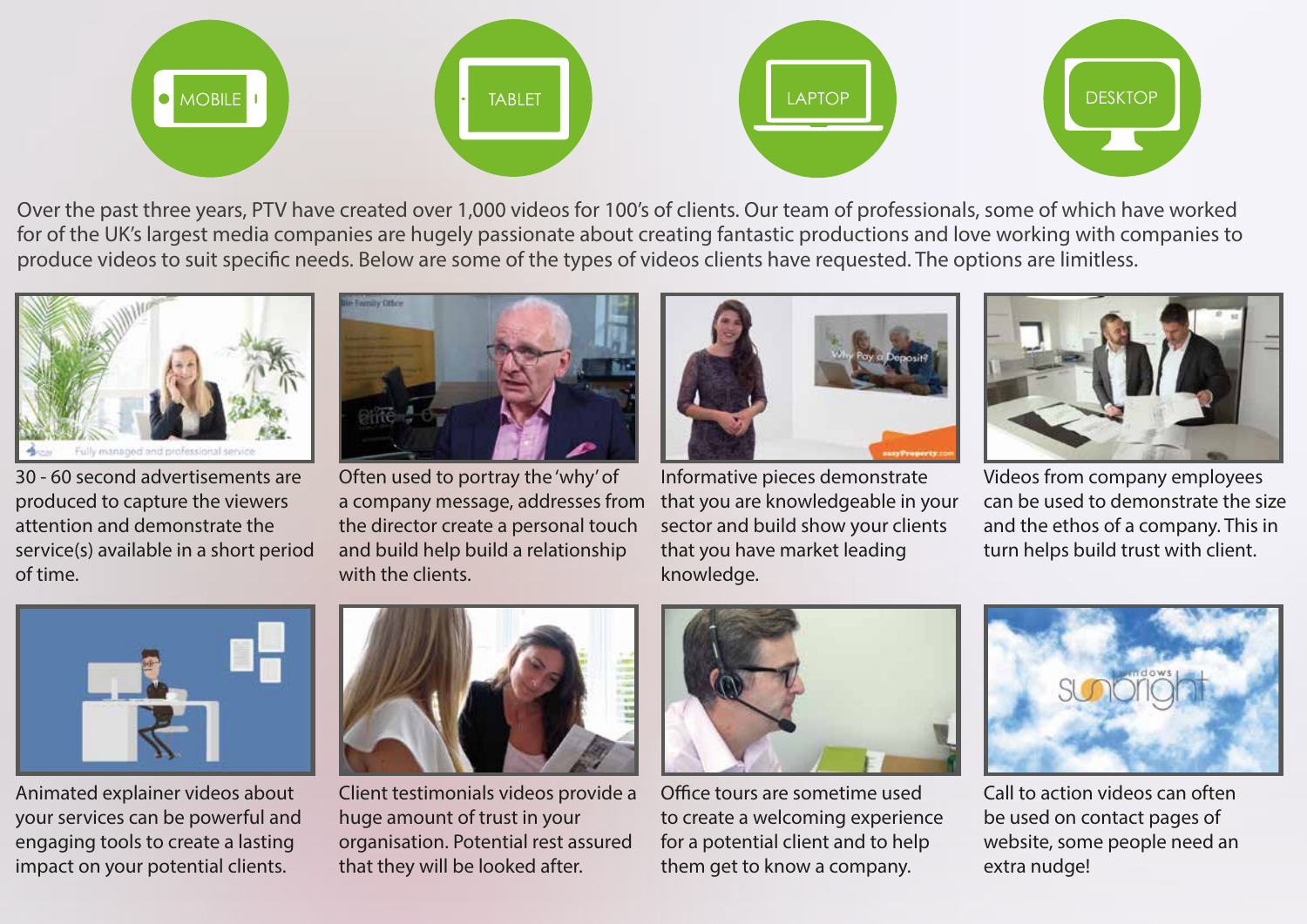MOBILE

TABLET

LAPTOP

DESKTOP

Over the past three years, PTV have created over 1,000 videos for 100's of clients. Our team of professionals, some of which have worked for of the UK's largest media companies are hugely passionate about creating fantastic productions and love working with companies to produce videos to suit specific needs. Below are some of the types of videos clients have requested. The options are limitless.

30 - 60 second advertisements are produced to capture the viewers attention and demonstrate the service(s) available in a short period of time.

Often used to portray the 'why' of a company message, addresses from the director create a personal touch and build help build a relationship with the clients.

Informative pieces demonstrate that you are knowledgeable in your sector and build show your clients that you have market leading knowledge.

Videos from company employees can be used to demonstrate the size and the ethos of a company. This in turn helps build trust with client.

Animated explainer videos about your services can be powerful and engaging tools to create a lasting impact on your potential clients.

Client testimonials videos provide a huge amount of trust in your organisation. Potential rest assured that they will be looked after.

Office tours are sometime used to create a welcoming experience for a potential client and to help them get to know a company.

Call to action videos can often be used on contact pages of website, some people need an extra nudge!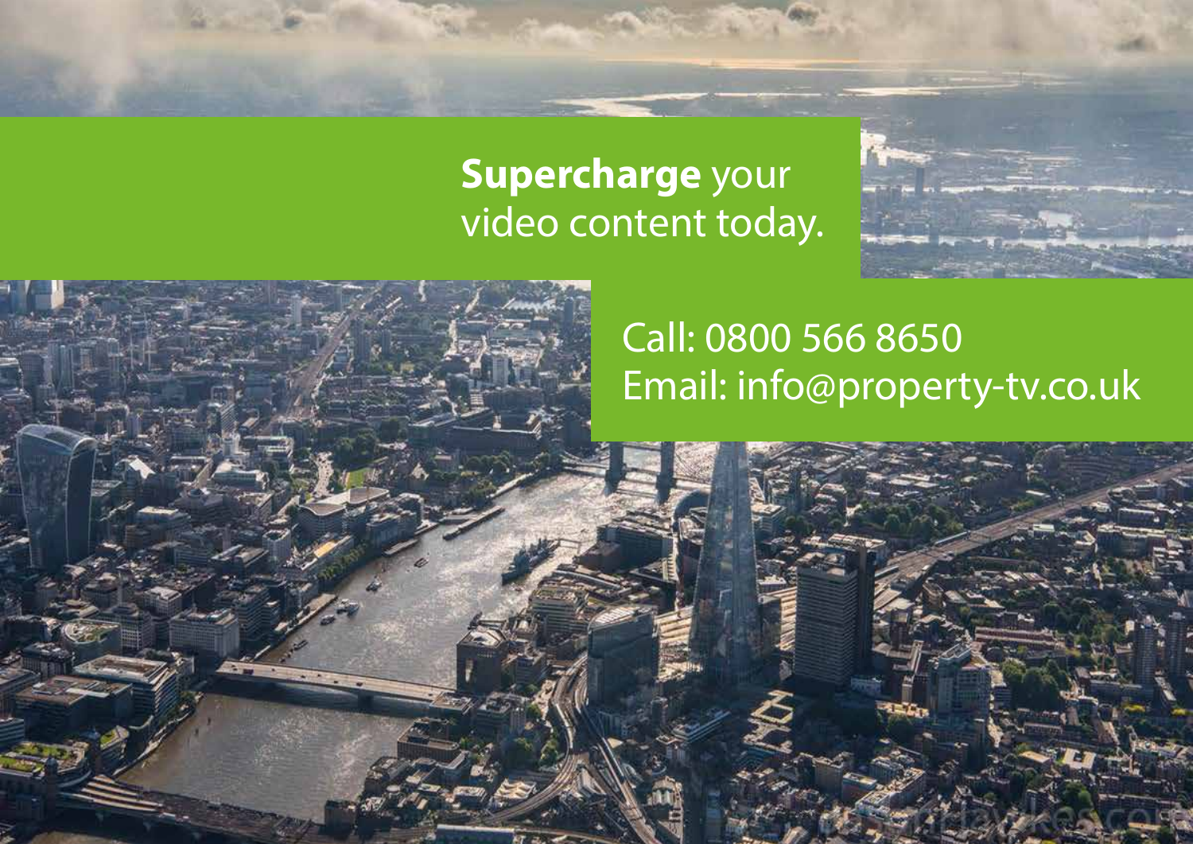**Supercharge** your video content today.

Call: 0800 566 8650
Email: info@property-tv.co.uk